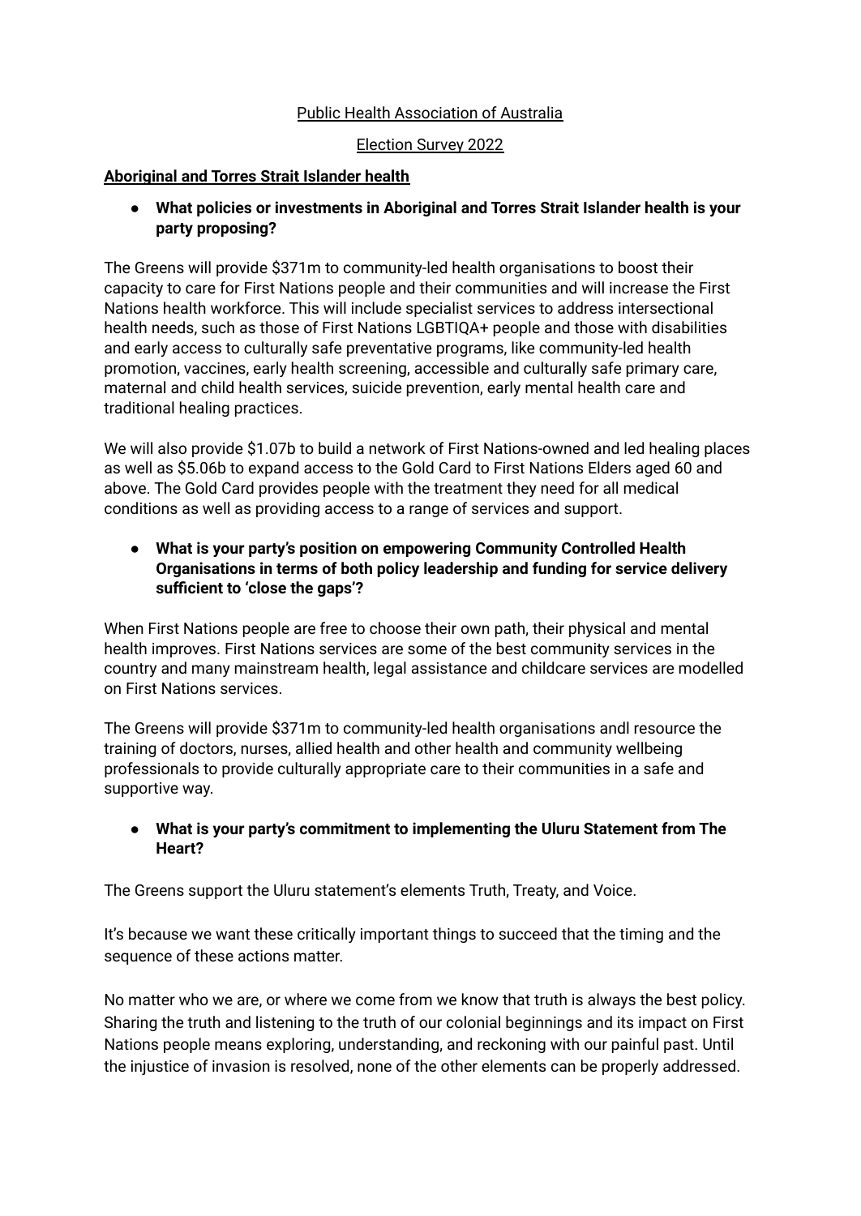Public Health Association of Australia

Election Survey 2022

## Aboriginal and Torres Strait Islander health

- **What policies or investments in Aboriginal and Torres Strait Islander health is your party proposing?**

The Greens will provide $371m to community-led health organisations to boost their capacity to care for First Nations people and their communities and will increase the First Nations health workforce. This will include specialist services to address intersectional health needs, such as those of First Nations LGBTIQA+ people and those with disabilities and early access to culturally safe preventative programs, like community-led health promotion, vaccines, early health screening, accessible and culturally safe primary care, maternal and child health services, suicide prevention, early mental health care and traditional healing practices.

We will also provide $1.07b to build a network of First Nations-owned and led healing places as well as $5.06b to expand access to the Gold Card to First Nations Elders aged 60 and above. The Gold Card provides people with the treatment they need for all medical conditions as well as providing access to a range of services and support.

- **What is your party's position on empowering Community Controlled Health Organisations in terms of both policy leadership and funding for service delivery sufficient to 'close the gaps'?**

When First Nations people are free to choose their own path, their physical and mental health improves. First Nations services are some of the best community services in the country and many mainstream health, legal assistance and childcare services are modelled on First Nations services.

The Greens will provide $371m to community-led health organisations andl resource the training of doctors, nurses, allied health and other health and community wellbeing professionals to provide culturally appropriate care to their communities in a safe and supportive way.

- **What is your party's commitment to implementing the Uluru Statement from The Heart?**

The Greens support the Uluru statement's elements Truth, Treaty, and Voice.

It's because we want these critically important things to succeed that the timing and the sequence of these actions matter.

No matter who we are, or where we come from we know that truth is always the best policy. Sharing the truth and listening to the truth of our colonial beginnings and its impact on First Nations people means exploring, understanding, and reckoning with our painful past. Until the injustice of invasion is resolved, none of the other elements can be properly addressed.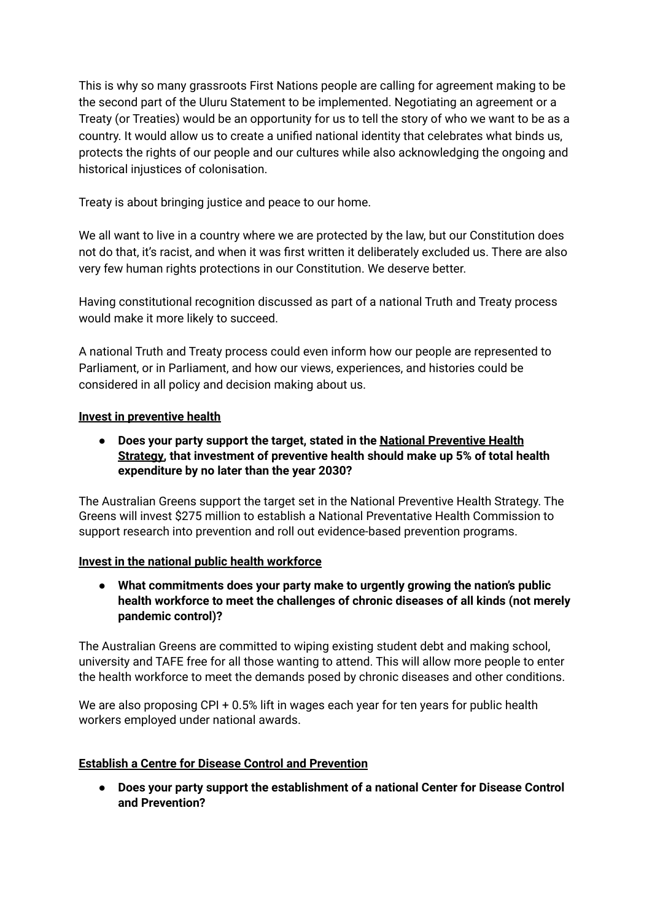This is why so many grassroots First Nations people are calling for agreement making to be the second part of the Uluru Statement to be implemented. Negotiating an agreement or a Treaty (or Treaties) would be an opportunity for us to tell the story of who we want to be as a country. It would allow us to create a unified national identity that celebrates what binds us, protects the rights of our people and our cultures while also acknowledging the ongoing and historical injustices of colonisation.

Treaty is about bringing justice and peace to our home.

We all want to live in a country where we are protected by the law, but our Constitution does not do that, it's racist, and when it was first written it deliberately excluded us. There are also very few human rights protections in our Constitution. We deserve better.

Having constitutional recognition discussed as part of a national Truth and Treaty process would make it more likely to succeed.

A national Truth and Treaty process could even inform how our people are represented to Parliament, or in Parliament, and how our views, experiences, and histories could be considered in all policy and decision making about us.

**Invest in preventive health**

- **Does your party support the target, stated in the National Preventive Health Strategy, that investment of preventive health should make up 5% of total health expenditure by no later than the year 2030?**

The Australian Greens support the target set in the National Preventive Health Strategy. The Greens will invest $275 million to establish a National Preventative Health Commission to support research into prevention and roll out evidence-based prevention programs.

**Invest in the national public health workforce**

- **What commitments does your party make to urgently growing the nation's public health workforce to meet the challenges of chronic diseases of all kinds (not merely pandemic control)?**

The Australian Greens are committed to wiping existing student debt and making school, university and TAFE free for all those wanting to attend. This will allow more people to enter the health workforce to meet the demands posed by chronic diseases and other conditions.

We are also proposing CPI + 0.5% lift in wages each year for ten years for public health workers employed under national awards.

**Establish a Centre for Disease Control and Prevention**

- **Does your party support the establishment of a national Center for Disease Control and Prevention?**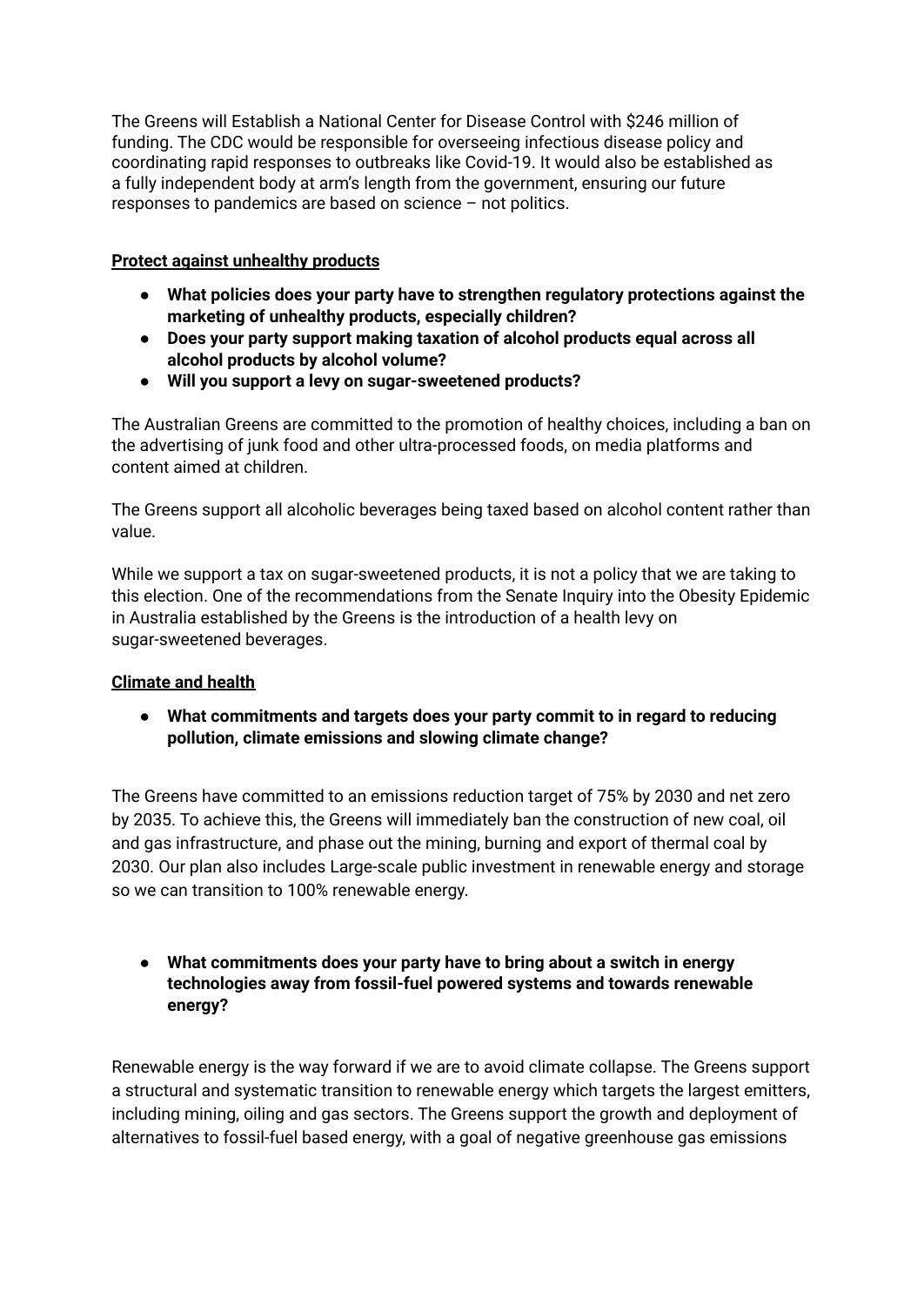The Greens will Establish a National Center for Disease Control with $246 million of funding. The CDC would be responsible for overseeing infectious disease policy and coordinating rapid responses to outbreaks like Covid-19. It would also be established as a fully independent body at arm's length from the government, ensuring our future responses to pandemics are based on science – not politics.

**<u>Protect against unhealthy products</u>**

- **What policies does your party have to strengthen regulatory protections against the marketing of unhealthy products, especially children?**
- **Does your party support making taxation of alcohol products equal across all alcohol products by alcohol volume?**
- **Will you support a levy on sugar-sweetened products?**

The Australian Greens are committed to the promotion of healthy choices, including a ban on the advertising of junk food and other ultra-processed foods, on media platforms and content aimed at children.

The Greens support all alcoholic beverages being taxed based on alcohol content rather than value.

While we support a tax on sugar-sweetened products, it is not a policy that we are taking to this election. One of the recommendations from the Senate Inquiry into the Obesity Epidemic in Australia established by the Greens is the introduction of a health levy on sugar-sweetened beverages.

**<u>Climate and health</u>**

- **What commitments and targets does your party commit to in regard to reducing pollution, climate emissions and slowing climate change?**

The Greens have committed to an emissions reduction target of 75% by 2030 and net zero by 2035. To achieve this, the Greens will immediately ban the construction of new coal, oil and gas infrastructure, and phase out the mining, burning and export of thermal coal by 2030. Our plan also includes Large-scale public investment in renewable energy and storage so we can transition to 100% renewable energy.

- **What commitments does your party have to bring about a switch in energy technologies away from fossil-fuel powered systems and towards renewable energy?**

Renewable energy is the way forward if we are to avoid climate collapse. The Greens support a structural and systematic transition to renewable energy which targets the largest emitters, including mining, oiling and gas sectors. The Greens support the growth and deployment of alternatives to fossil-fuel based energy, with a goal of negative greenhouse gas emissions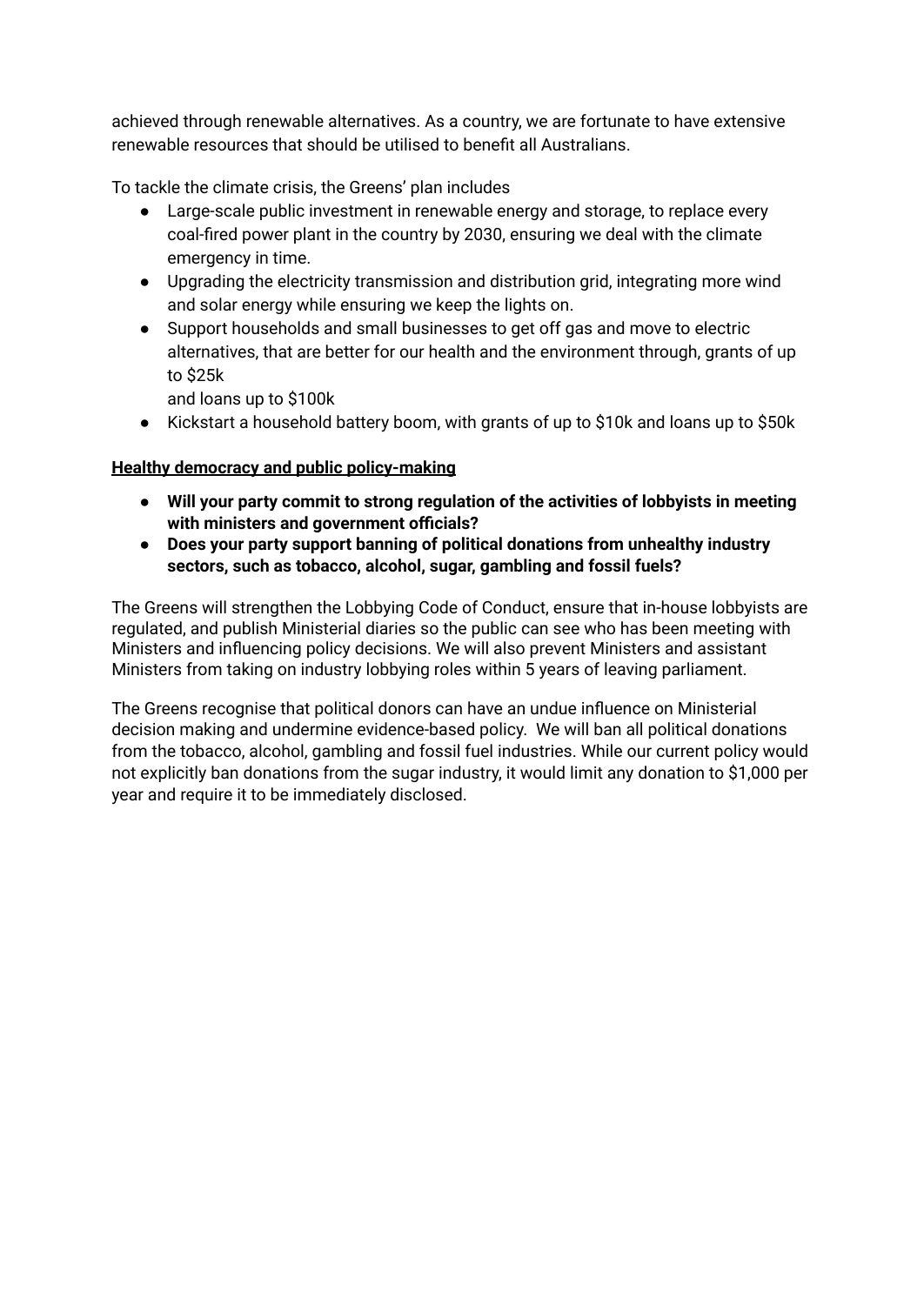achieved through renewable alternatives. As a country, we are fortunate to have extensive renewable resources that should be utilised to benefit all Australians.

To tackle the climate crisis, the Greens' plan includes

- Large-scale public investment in renewable energy and storage, to replace every coal-fired power plant in the country by 2030, ensuring we deal with the climate emergency in time.
- Upgrading the electricity transmission and distribution grid, integrating more wind and solar energy while ensuring we keep the lights on.
- Support households and small businesses to get off gas and move to electric alternatives, that are better for our health and the environment through, grants of up to $25k
  and loans up to $100k
- Kickstart a household battery boom, with grants of up to $10k and loans up to $50k

**Healthy democracy and public policy-making**

- **Will your party commit to strong regulation of the activities of lobbyists in meeting with ministers and government officials?**
- **Does your party support banning of political donations from unhealthy industry sectors, such as tobacco, alcohol, sugar, gambling and fossil fuels?**

The Greens will strengthen the Lobbying Code of Conduct, ensure that in-house lobbyists are regulated, and publish Ministerial diaries so the public can see who has been meeting with Ministers and influencing policy decisions. We will also prevent Ministers and assistant Ministers from taking on industry lobbying roles within 5 years of leaving parliament.

The Greens recognise that political donors can have an undue influence on Ministerial decision making and undermine evidence-based policy. We will ban all political donations from the tobacco, alcohol, gambling and fossil fuel industries. While our current policy would not explicitly ban donations from the sugar industry, it would limit any donation to $1,000 per year and require it to be immediately disclosed.